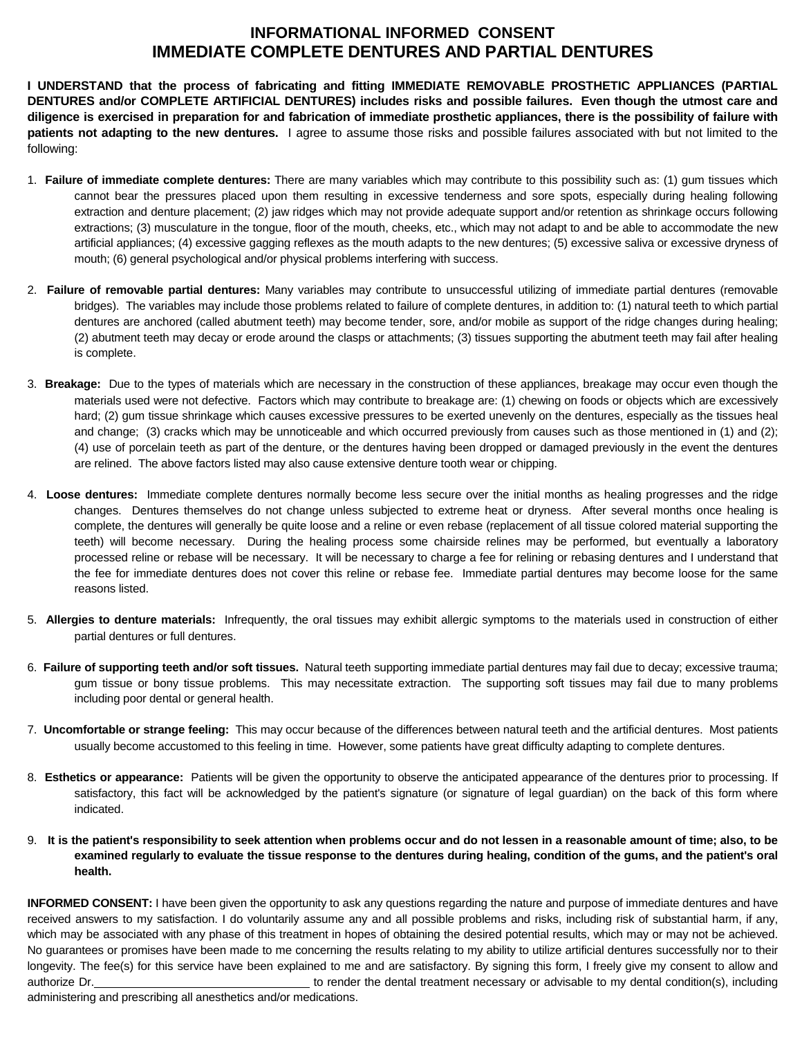# INFORMATIONAL INFORMED CONSENT
# IMMEDIATE COMPLETE DENTURES AND PARTIAL DENTURES

**I UNDERSTAND that the process of fabricating and fitting IMMEDIATE REMOVABLE PROSTHETIC APPLIANCES (PARTIAL DENTURES and/or COMPLETE ARTIFICIAL DENTURES) includes risks and possible failures. Even though the utmost care and diligence is exercised in preparation for and fabrication of immediate prosthetic appliances, there is the possibility of failure with patients not adapting to the new dentures.** I agree to assume those risks and possible failures associated with but not limited to the following:

1. **Failure of immediate complete dentures:** There are many variables which may contribute to this possibility such as: (1) gum tissues which cannot bear the pressures placed upon them resulting in excessive tenderness and sore spots, especially during healing following extraction and denture placement; (2) jaw ridges which may not provide adequate support and/or retention as shrinkage occurs following extractions; (3) musculature in the tongue, floor of the mouth, cheeks, etc., which may not adapt to and be able to accommodate the new artificial appliances; (4) excessive gagging reflexes as the mouth adapts to the new dentures; (5) excessive saliva or excessive dryness of mouth; (6) general psychological and/or physical problems interfering with success.

2. **Failure of removable partial dentures:** Many variables may contribute to unsuccessful utilizing of immediate partial dentures (removable bridges). The variables may include those problems related to failure of complete dentures, in addition to: (1) natural teeth to which partial dentures are anchored (called abutment teeth) may become tender, sore, and/or mobile as support of the ridge changes during healing; (2) abutment teeth may decay or erode around the clasps or attachments; (3) tissues supporting the abutment teeth may fail after healing is complete.

3. **Breakage:** Due to the types of materials which are necessary in the construction of these appliances, breakage may occur even though the materials used were not defective. Factors which may contribute to breakage are: (1) chewing on foods or objects which are excessively hard; (2) gum tissue shrinkage which causes excessive pressures to be exerted unevenly on the dentures, especially as the tissues heal and change; (3) cracks which may be unnoticeable and which occurred previously from causes such as those mentioned in (1) and (2); (4) use of porcelain teeth as part of the denture, or the dentures having been dropped or damaged previously in the event the dentures are relined. The above factors listed may also cause extensive denture tooth wear or chipping.

4. **Loose dentures:** Immediate complete dentures normally become less secure over the initial months as healing progresses and the ridge changes. Dentures themselves do not change unless subjected to extreme heat or dryness. After several months once healing is complete, the dentures will generally be quite loose and a reline or even rebase (replacement of all tissue colored material supporting the teeth) will become necessary. During the healing process some chairside relines may be performed, but eventually a laboratory processed reline or rebase will be necessary. It will be necessary to charge a fee for relining or rebasing dentures and I understand that the fee for immediate dentures does not cover this reline or rebase fee. Immediate partial dentures may become loose for the same reasons listed.

5. **Allergies to denture materials:** Infrequently, the oral tissues may exhibit allergic symptoms to the materials used in construction of either partial dentures or full dentures.

6. **Failure of supporting teeth and/or soft tissues.** Natural teeth supporting immediate partial dentures may fail due to decay; excessive trauma; gum tissue or bony tissue problems. This may necessitate extraction. The supporting soft tissues may fail due to many problems including poor dental or general health.

7. **Uncomfortable or strange feeling:** This may occur because of the differences between natural teeth and the artificial dentures. Most patients usually become accustomed to this feeling in time. However, some patients have great difficulty adapting to complete dentures.

8. **Esthetics or appearance:** Patients will be given the opportunity to observe the anticipated appearance of the dentures prior to processing. If satisfactory, this fact will be acknowledged by the patient's signature (or signature of legal guardian) on the back of this form where indicated.

9. **It is the patient's responsibility to seek attention when problems occur and do not lessen in a reasonable amount of time; also, to be examined regularly to evaluate the tissue response to the dentures during healing, condition of the gums, and the patient's oral health.**

**INFORMED CONSENT:** I have been given the opportunity to ask any questions regarding the nature and purpose of immediate dentures and have received answers to my satisfaction. I do voluntarily assume any and all possible problems and risks, including risk of substantial harm, if any, which may be associated with any phase of this treatment in hopes of obtaining the desired potential results, which may or may not be achieved. No guarantees or promises have been made to me concerning the results relating to my ability to utilize artificial dentures successfully nor to their longevity. The fee(s) for this service have been explained to me and are satisfactory. By signing this form, I freely give my consent to allow and authorize Dr.________________________________ to render the dental treatment necessary or advisable to my dental condition(s), including administering and prescribing all anesthetics and/or medications.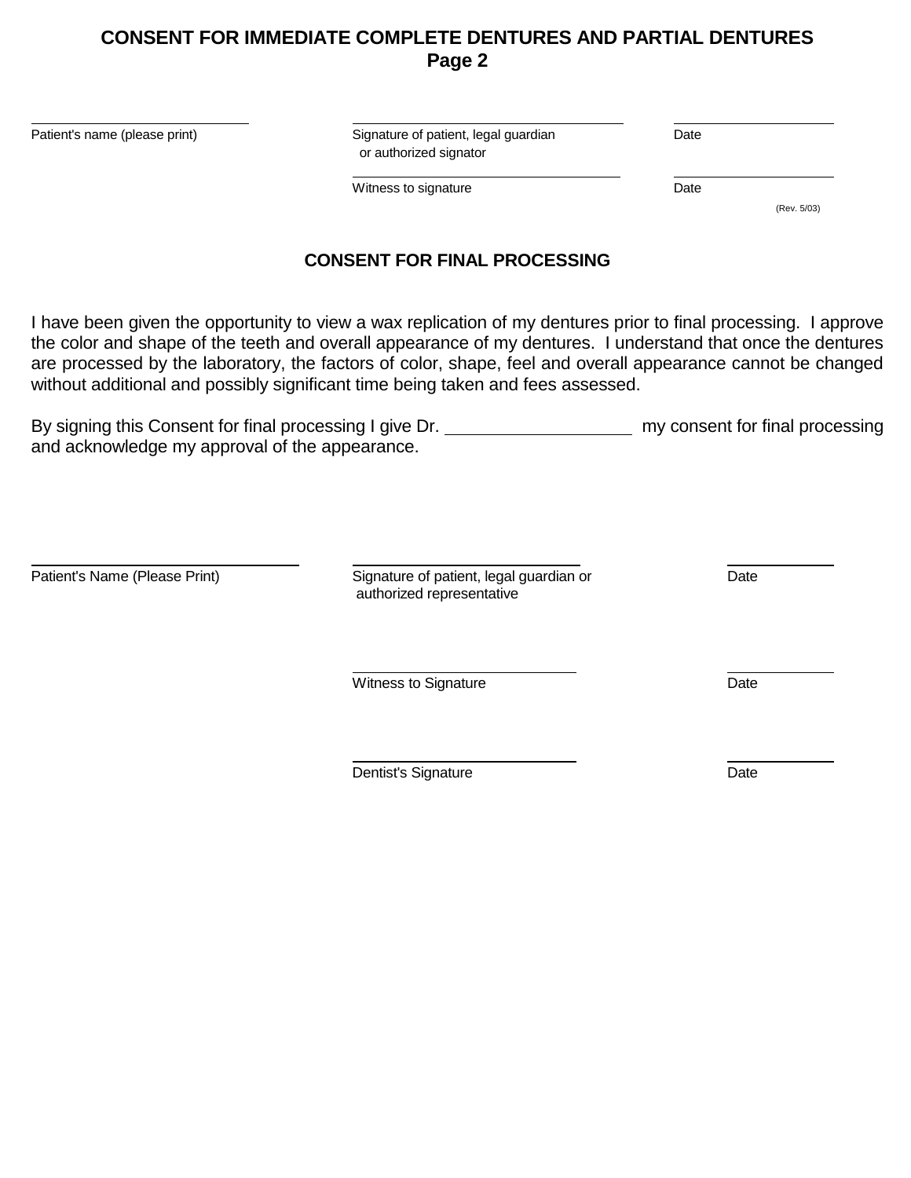# CONSENT FOR IMMEDIATE COMPLETE DENTURES AND PARTIAL DENTURES
**Page 2**

| | | |
|---|---|---|
| \_\_\_\_\_\_\_\_\_\_\_\_\_\_\_\_\_\_\_\_ | \_\_\_\_\_\_\_\_\_\_\_\_\_\_\_\_\_\_\_\_\_\_\_\_\_ | \_\_\_\_\_\_\_\_\_\_\_\_\_\_\_ |
| Patient's name (please print) | Signature of patient, legal guardian or authorized signator | Date |
| | \_\_\_\_\_\_\_\_\_\_\_\_\_\_\_\_\_\_\_\_\_\_\_\_\_ | \_\_\_\_\_\_\_\_\_\_\_\_\_\_\_ |
| | Witness to signature | Date |

(Rev. 5/03)

## CONSENT FOR FINAL PROCESSING

I have been given the opportunity to view a wax replication of my dentures prior to final processing. I approve the color and shape of the teeth and overall appearance of my dentures. I understand that once the dentures are processed by the laboratory, the factors of color, shape, feel and overall appearance cannot be changed without additional and possibly significant time being taken and fees assessed.

By signing this Consent for final processing I give Dr. \_\_\_\_\_\_\_\_\_\_\_\_\_\_\_\_\_\_\_\_ my consent for final processing and acknowledge my approval of the appearance.

| | | |
|---|---|---|
| \_\_\_\_\_\_\_\_\_\_\_\_\_\_\_\_\_\_\_\_\_\_\_\_\_ | \_\_\_\_\_\_\_\_\_\_\_\_\_\_\_\_\_\_\_\_\_\_\_\_\_ | \_\_\_\_\_\_\_\_\_\_ |
| Patient's Name (Please Print) | Signature of patient, legal guardian or authorized representative | Date |
| | \_\_\_\_\_\_\_\_\_\_\_\_\_\_\_\_\_\_\_\_\_\_\_\_\_ | \_\_\_\_\_\_\_\_\_\_ |
| | Witness to Signature | Date |
| | \_\_\_\_\_\_\_\_\_\_\_\_\_\_\_\_\_\_\_\_\_\_\_\_\_ | \_\_\_\_\_\_\_\_\_\_ |
| | Dentist's Signature | Date |